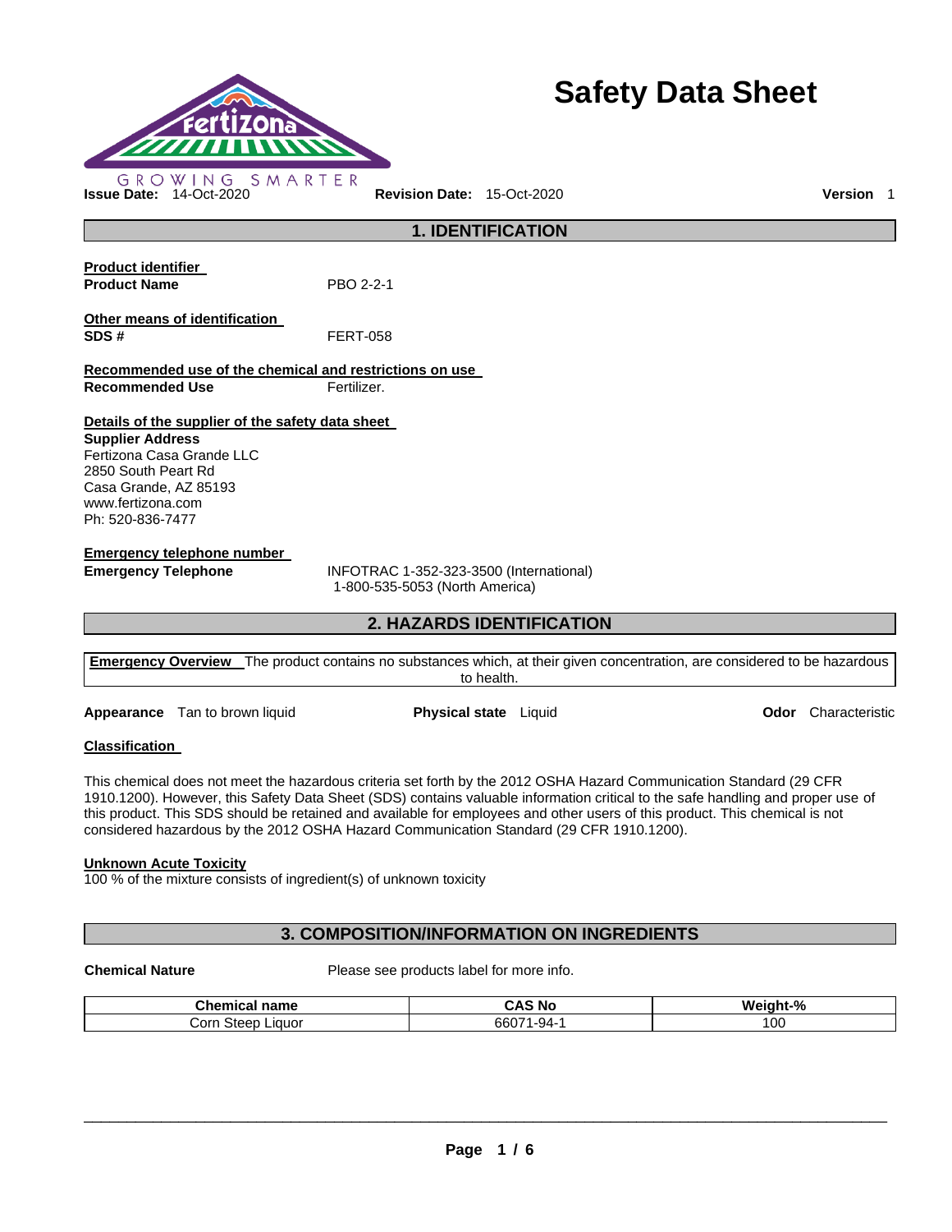# Safety Data Sheet

GROWING SMARTER

**Issue Date:** 14-Oct-2020 **Revision Date:** 15-Oct-2020 **Version** 1

## 1. IDENTIFICATION

**Product identifier**

**Product Name** PBO 2-2-1

**Other means of identification**

**SDS #** FERT-058

**Recommended use of the chemical and restrictions on use**

**Recommended Use** Fertilizer.

**Details of the supplier of the safety data sheet**

**Supplier Address**
Fertizona Casa Grande LLC
2850 South Peart Rd
Casa Grande, AZ 85193
www.fertizona.com
Ph: 520-836-7477

**Emergency telephone number**

**Emergency Telephone** INFOTRAC 1-352-323-3500 (International)
1-800-535-5053 (North America)

## 2. HAZARDS IDENTIFICATION

**Emergency Overview** The product contains no substances which, at their given concentration, are considered to be hazardous to health.

**Appearance** Tan to brown liquid **Physical state** Liquid **Odor** Characteristic

**Classification**

This chemical does not meet the hazardous criteria set forth by the 2012 OSHA Hazard Communication Standard (29 CFR 1910.1200). However, this Safety Data Sheet (SDS) contains valuable information critical to the safe handling and proper use of this product. This SDS should be retained and available for employees and other users of this product. This chemical is not considered hazardous by the 2012 OSHA Hazard Communication Standard (29 CFR 1910.1200).

**Unknown Acute Toxicity**

100 % of the mixture consists of ingredient(s) of unknown toxicity

## 3. COMPOSITION/INFORMATION ON INGREDIENTS

**Chemical Nature** Please see products label for more info.

| Chemical name | CAS No | Weight-% |
| --- | --- | --- |
| Corn Steep Liquor | 66071-94-1 | 100 |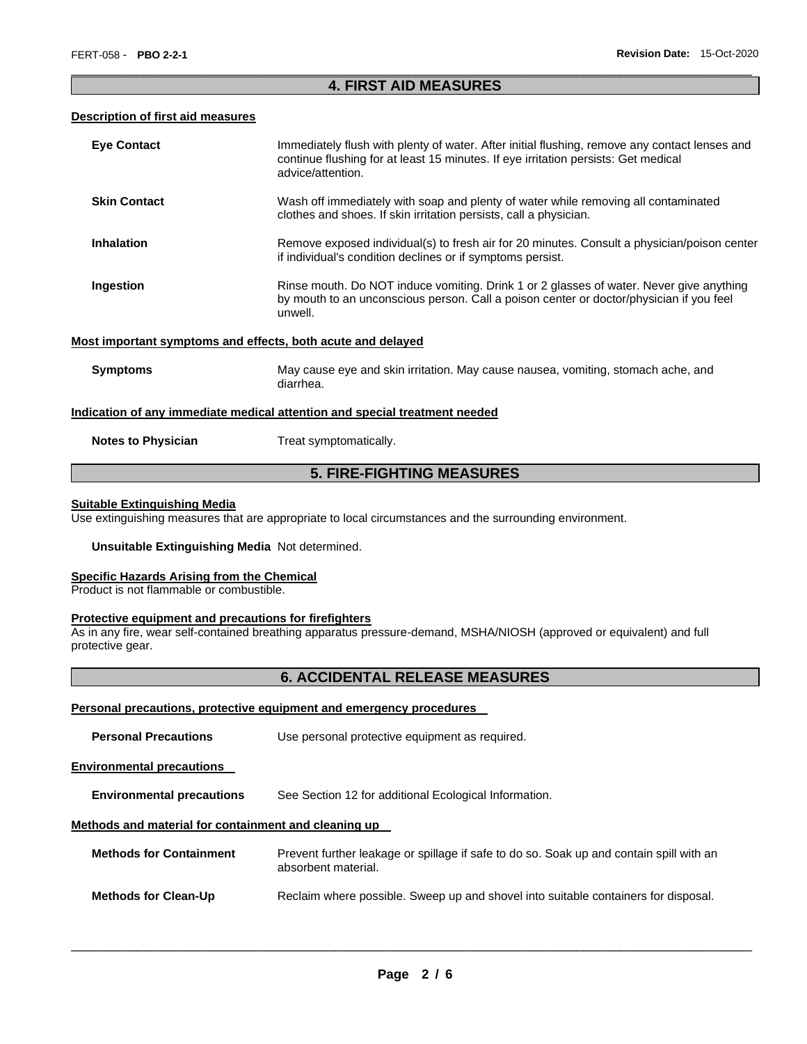## 4. FIRST AID MEASURES

### Description of first aid measures

**Eye Contact**
Immediately flush with plenty of water. After initial flushing, remove any contact lenses and continue flushing for at least 15 minutes. If eye irritation persists: Get medical advice/attention.

**Skin Contact**
Wash off immediately with soap and plenty of water while removing all contaminated clothes and shoes. If skin irritation persists, call a physician.

**Inhalation**
Remove exposed individual(s) to fresh air for 20 minutes. Consult a physician/poison center if individual's condition declines or if symptoms persist.

**Ingestion**
Rinse mouth. Do NOT induce vomiting. Drink 1 or 2 glasses of water. Never give anything by mouth to an unconscious person. Call a poison center or doctor/physician if you feel unwell.

### Most important symptoms and effects, both acute and delayed

**Symptoms**
May cause eye and skin irritation. May cause nausea, vomiting, stomach ache, and diarrhea.

### Indication of any immediate medical attention and special treatment needed

**Notes to Physician**
Treat symptomatically.

## 5. FIRE-FIGHTING MEASURES

### Suitable Extinguishing Media
Use extinguishing measures that are appropriate to local circumstances and the surrounding environment.

**Unsuitable Extinguishing Media** Not determined.

### Specific Hazards Arising from the Chemical
Product is not flammable or combustible.

### Protective equipment and precautions for firefighters
As in any fire, wear self-contained breathing apparatus pressure-demand, MSHA/NIOSH (approved or equivalent) and full protective gear.

## 6. ACCIDENTAL RELEASE MEASURES

### Personal precautions, protective equipment and emergency procedures

**Personal Precautions**
Use personal protective equipment as required.

### Environmental precautions

**Environmental precautions**
See Section 12 for additional Ecological Information.

### Methods and material for containment and cleaning up

**Methods for Containment**
Prevent further leakage or spillage if safe to do so. Soak up and contain spill with an absorbent material.

**Methods for Clean-Up**
Reclaim where possible. Sweep up and shovel into suitable containers for disposal.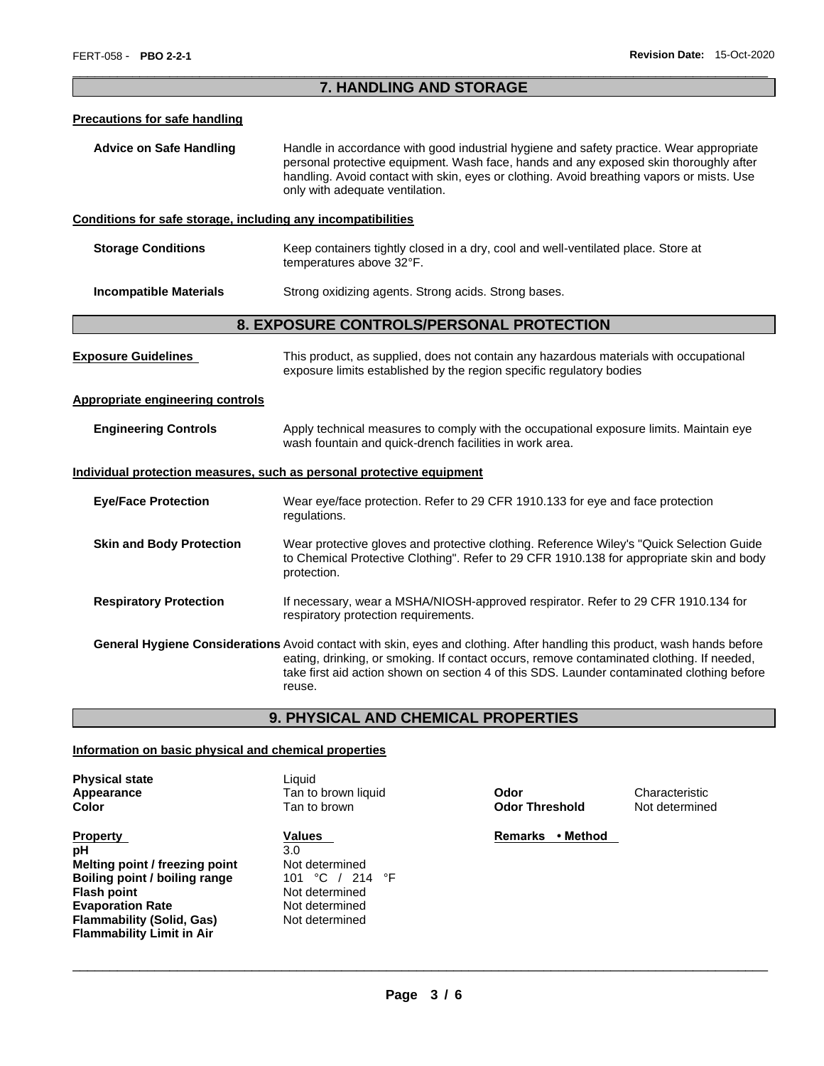## 7. HANDLING AND STORAGE

### Precautions for safe handling

**Advice on Safe Handling** Handle in accordance with good industrial hygiene and safety practice. Wear appropriate personal protective equipment. Wash face, hands and any exposed skin thoroughly after handling. Avoid contact with skin, eyes or clothing. Avoid breathing vapors or mists. Use only with adequate ventilation.

### Conditions for safe storage, including any incompatibilities

**Storage Conditions** Keep containers tightly closed in a dry, cool and well-ventilated place. Store at temperatures above 32°F.

**Incompatible Materials** Strong oxidizing agents. Strong acids. Strong bases.

## 8. EXPOSURE CONTROLS/PERSONAL PROTECTION

**Exposure Guidelines** This product, as supplied, does not contain any hazardous materials with occupational exposure limits established by the region specific regulatory bodies

### Appropriate engineering controls

**Engineering Controls** Apply technical measures to comply with the occupational exposure limits. Maintain eye wash fountain and quick-drench facilities in work area.

### Individual protection measures, such as personal protective equipment

**Eye/Face Protection** Wear eye/face protection. Refer to 29 CFR 1910.133 for eye and face protection regulations.

**Skin and Body Protection** Wear protective gloves and protective clothing. Reference Wiley's "Quick Selection Guide to Chemical Protective Clothing". Refer to 29 CFR 1910.138 for appropriate skin and body protection.

**Respiratory Protection** If necessary, wear a MSHA/NIOSH-approved respirator. Refer to 29 CFR 1910.134 for respiratory protection requirements.

**General Hygiene Considerations** Avoid contact with skin, eyes and clothing. After handling this product, wash hands before eating, drinking, or smoking. If contact occurs, remove contaminated clothing. If needed, take first aid action shown on section 4 of this SDS. Launder contaminated clothing before reuse.

## 9. PHYSICAL AND CHEMICAL PROPERTIES

### Information on basic physical and chemical properties

| | | | |
|---|---|---|---|
| **Physical state** | Liquid | | |
| **Appearance** | Tan to brown liquid | **Odor** | Characteristic |
| **Color** | Tan to brown | **Odor Threshold** | Not determined |

| **Property** | **Values** | **Remarks • Method** |
|---|---|---|
| **pH** | 3.0 | |
| **Melting point / freezing point** | Not determined | |
| **Boiling point / boiling range** | 101 °C / 214 °F | |
| **Flash point** | Not determined | |
| **Evaporation Rate** | Not determined | |
| **Flammability (Solid, Gas)** | Not determined | |
| **Flammability Limit in Air** | | |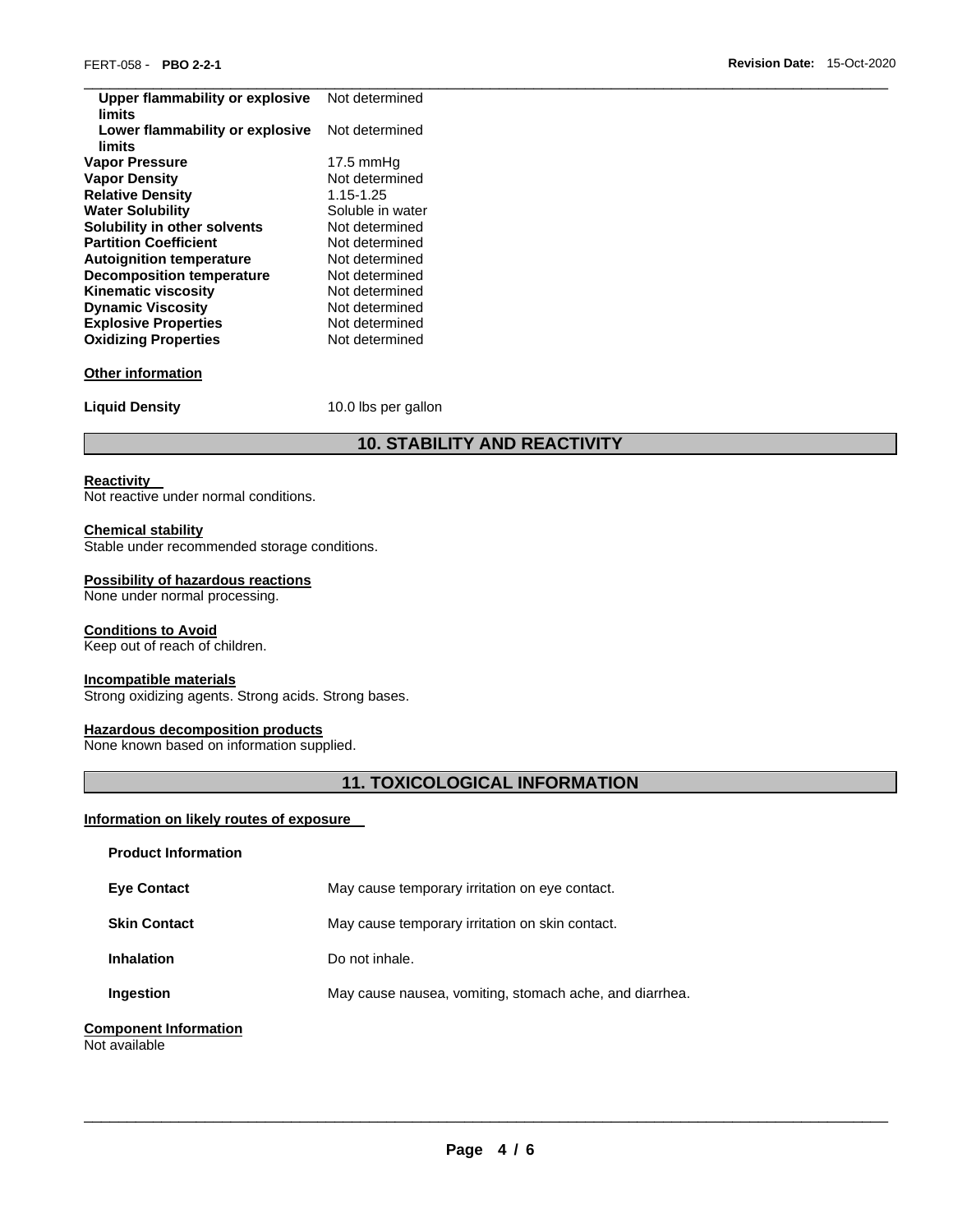| | |
|---|---|
| **Upper flammability or explosive limits** | Not determined |
| **Lower flammability or explosive limits** | Not determined |
| **Vapor Pressure** | 17.5 mmHg |
| **Vapor Density** | Not determined |
| **Relative Density** | 1.15-1.25 |
| **Water Solubility** | Soluble in water |
| **Solubility in other solvents** | Not determined |
| **Partition Coefficient** | Not determined |
| **Autoignition temperature** | Not determined |
| **Decomposition temperature** | Not determined |
| **Kinematic viscosity** | Not determined |
| **Dynamic Viscosity** | Not determined |
| **Explosive Properties** | Not determined |
| **Oxidizing Properties** | Not determined |

**Other information**

**Liquid Density** 10.0 lbs per gallon

## 10. STABILITY AND REACTIVITY

**Reactivity**
Not reactive under normal conditions.

**Chemical stability**
Stable under recommended storage conditions.

**Possibility of hazardous reactions**
None under normal processing.

**Conditions to Avoid**
Keep out of reach of children.

**Incompatible materials**
Strong oxidizing agents. Strong acids. Strong bases.

**Hazardous decomposition products**
None known based on information supplied.

## 11. TOXICOLOGICAL INFORMATION

**Information on likely routes of exposure**

**Product Information**

| | |
|---|---|
| **Eye Contact** | May cause temporary irritation on eye contact. |
| **Skin Contact** | May cause temporary irritation on skin contact. |
| **Inhalation** | Do not inhale. |
| **Ingestion** | May cause nausea, vomiting, stomach ache, and diarrhea. |

**Component Information**
Not available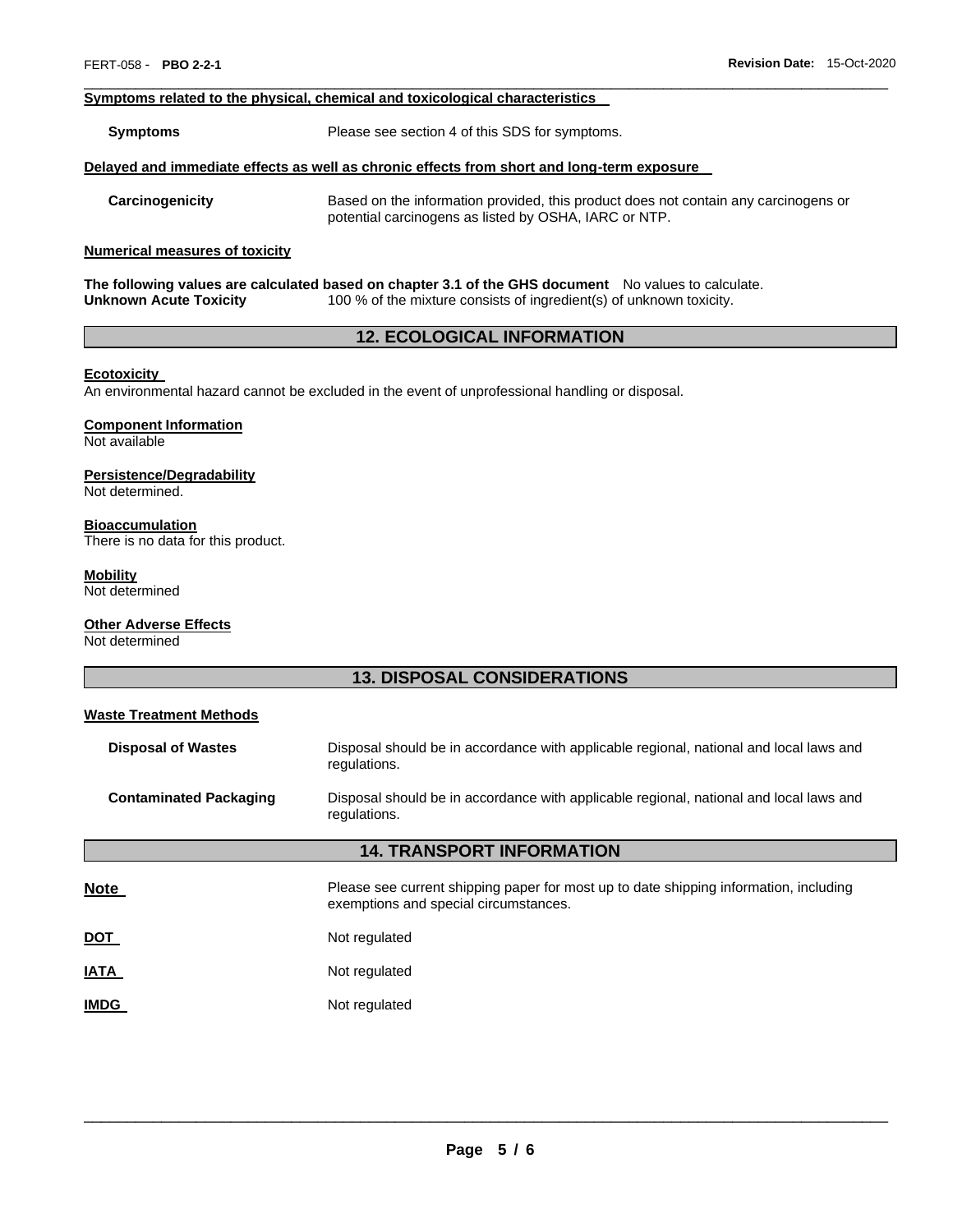**Symptoms related to the physical, chemical and toxicological characteristics**

**Symptoms** Please see section 4 of this SDS for symptoms.

**Delayed and immediate effects as well as chronic effects from short and long-term exposure**

**Carcinogenicity** Based on the information provided, this product does not contain any carcinogens or potential carcinogens as listed by OSHA, IARC or NTP.

**Numerical measures of toxicity**

**The following values are calculated based on chapter 3.1 of the GHS document** No values to calculate.

**Unknown Acute Toxicity** 100 % of the mixture consists of ingredient(s) of unknown toxicity.

## 12. ECOLOGICAL INFORMATION

**Ecotoxicity**

An environmental hazard cannot be excluded in the event of unprofessional handling or disposal.

**Component Information**

Not available

**Persistence/Degradability**

Not determined.

**Bioaccumulation**

There is no data for this product.

**Mobility**

Not determined

**Other Adverse Effects**

Not determined

## 13. DISPOSAL CONSIDERATIONS

**Waste Treatment Methods**

**Disposal of Wastes** Disposal should be in accordance with applicable regional, national and local laws and regulations.

**Contaminated Packaging** Disposal should be in accordance with applicable regional, national and local laws and regulations.

## 14. TRANSPORT INFORMATION

**Note** Please see current shipping paper for most up to date shipping information, including exemptions and special circumstances.

**DOT** Not regulated

**IATA** Not regulated

**IMDG** Not regulated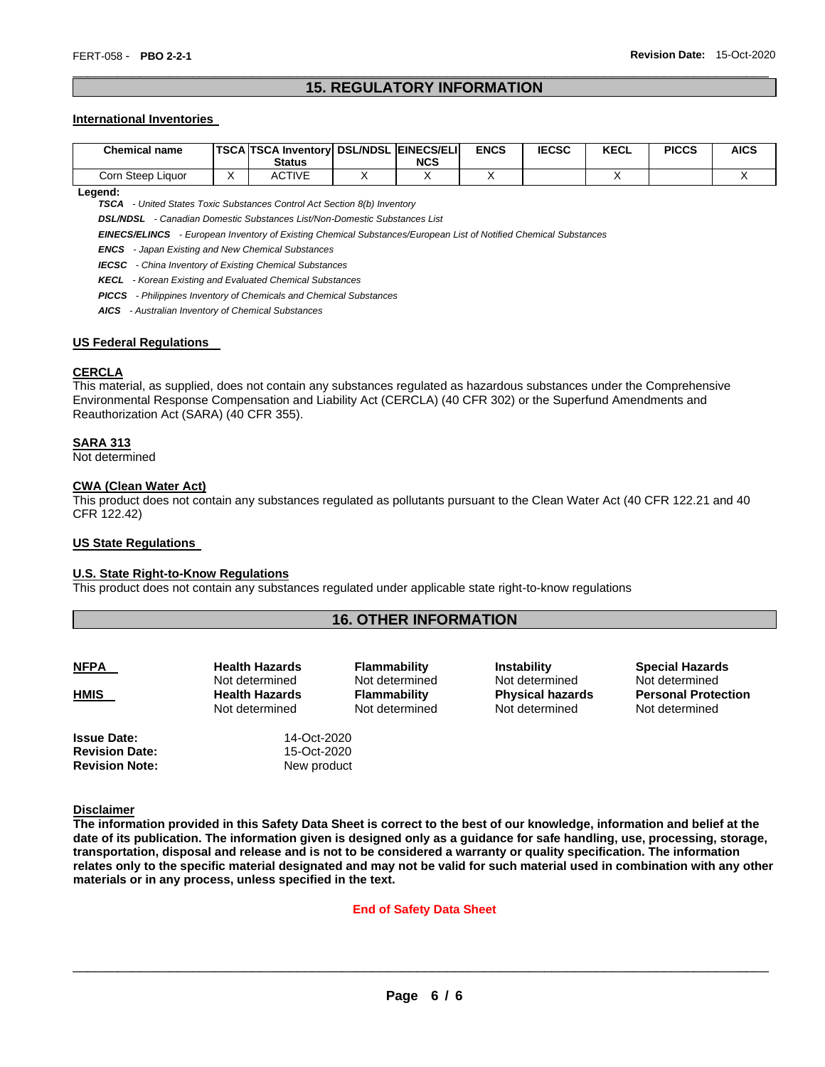## 15. REGULATORY INFORMATION

**International Inventories**

| Chemical name | TSCA | TSCA Inventory Status | DSL/NDSL | EINECS/ELINCS | ENCS | IECSC | KECL | PICCS | AICS |
|---|---|---|---|---|---|---|---|---|---|
| Corn Steep Liquor | X | ACTIVE | X | X | X | | X | | X |

**Legend:**

***TSCA*** *- United States Toxic Substances Control Act Section 8(b) Inventory*

***DSL/NDSL*** *- Canadian Domestic Substances List/Non-Domestic Substances List*

***EINECS/ELINCS*** *- European Inventory of Existing Chemical Substances/European List of Notified Chemical Substances*

***ENCS*** *- Japan Existing and New Chemical Substances*

***IECSC*** *- China Inventory of Existing Chemical Substances*

***KECL*** *- Korean Existing and Evaluated Chemical Substances*

***PICCS*** *- Philippines Inventory of Chemicals and Chemical Substances*

***AICS*** *- Australian Inventory of Chemical Substances*

**US Federal Regulations**

**CERCLA**

This material, as supplied, does not contain any substances regulated as hazardous substances under the Comprehensive Environmental Response Compensation and Liability Act (CERCLA) (40 CFR 302) or the Superfund Amendments and Reauthorization Act (SARA) (40 CFR 355).

**SARA 313**

Not determined

**CWA (Clean Water Act)**

This product does not contain any substances regulated as pollutants pursuant to the Clean Water Act (40 CFR 122.21 and 40 CFR 122.42)

**US State Regulations**

**U.S. State Right-to-Know Regulations**

This product does not contain any substances regulated under applicable state right-to-know regulations

## 16. OTHER INFORMATION

| | | | | |
|---|---|---|---|---|
| **NFPA** | **Health Hazards** Not determined | **Flammability** Not determined | **Instability** Not determined | **Special Hazards** Not determined |
| **HMIS** | **Health Hazards** Not determined | **Flammability** Not determined | **Physical hazards** Not determined | **Personal Protection** Not determined |

**Issue Date:** 14-Oct-2020
**Revision Date:** 15-Oct-2020
**Revision Note:** New product

**Disclaimer**

**The information provided in this Safety Data Sheet is correct to the best of our knowledge, information and belief at the date of its publication. The information given is designed only as a guidance for safe handling, use, processing, storage, transportation, disposal and release and is not to be considered a warranty or quality specification. The information relates only to the specific material designated and may not be valid for such material used in combination with any other materials or in any process, unless specified in the text.**

**End of Safety Data Sheet**